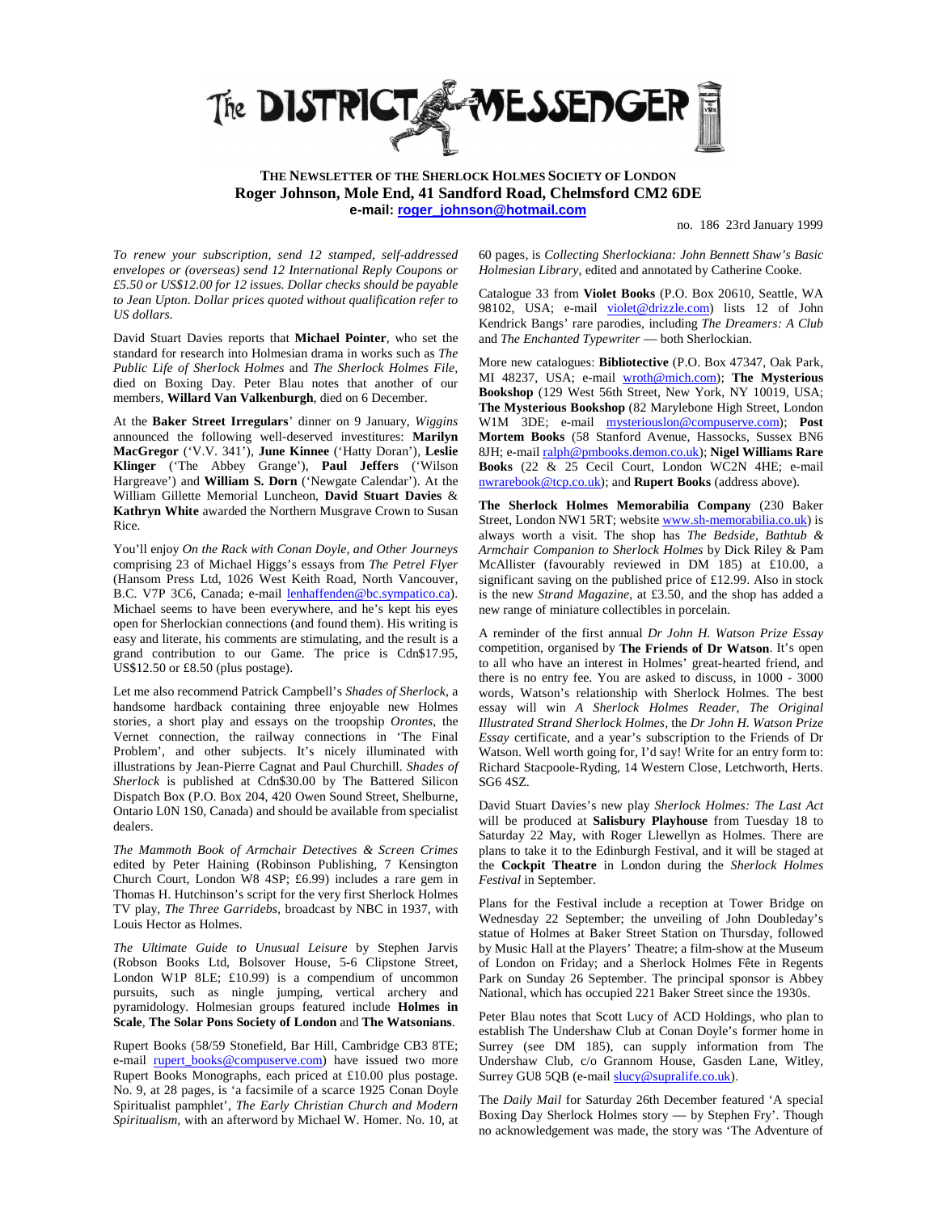# The DISTRICT MESSENGER

**THE NEWSLETTER OF THE SHERLOCK HOLMES SOCIETY OF LONDON**
**Roger Johnson, Mole End, 41 Sandford Road, Chelmsford CM2 6DE**
**e-mail: roger_johnson@hotmail.com**

no. 186 23rd January 1999

*To renew your subscription, send 12 stamped, self-addressed envelopes or (overseas) send 12 International Reply Coupons or £5.50 or US$12.00 for 12 issues. Dollar checks should be payable to Jean Upton. Dollar prices quoted without qualification refer to US dollars.*

David Stuart Davies reports that **Michael Pointer**, who set the standard for research into Holmesian drama in works such as *The Public Life of Sherlock Holmes* and *The Sherlock Holmes File*, died on Boxing Day. Peter Blau notes that another of our members, **Willard Van Valkenburgh**, died on 6 December.

At the **Baker Street Irregulars**' dinner on 9 January, *Wiggins* announced the following well-deserved investitures: **Marilyn MacGregor** ('V.V. 341'), **June Kinnee** ('Hatty Doran'), **Leslie Klinger** ('The Abbey Grange'), **Paul Jeffers** ('Wilson Hargreave') and **William S. Dorn** ('Newgate Calendar'). At the William Gillette Memorial Luncheon, **David Stuart Davies** & **Kathryn White** awarded the Northern Musgrave Crown to Susan Rice.

You'll enjoy *On the Rack with Conan Doyle, and Other Journeys* comprising 23 of Michael Higgs's essays from *The Petrel Flyer* (Hansom Press Ltd, 1026 West Keith Road, North Vancouver, B.C. V7P 3C6, Canada; e-mail lenhaffenden@bc.sympatico.ca). Michael seems to have been everywhere, and he's kept his eyes open for Sherlockian connections (and found them). His writing is easy and literate, his comments are stimulating, and the result is a grand contribution to our Game. The price is Cdn$17.95, US$12.50 or £8.50 (plus postage).

Let me also recommend Patrick Campbell's *Shades of Sherlock*, a handsome hardback containing three enjoyable new Holmes stories, a short play and essays on the troopship *Orontes*, the Vernet connection, the railway connections in 'The Final Problem', and other subjects. It's nicely illuminated with illustrations by Jean-Pierre Cagnat and Paul Churchill. *Shades of Sherlock* is published at Cdn$30.00 by The Battered Silicon Dispatch Box (P.O. Box 204, 420 Owen Sound Street, Shelburne, Ontario L0N 1S0, Canada) and should be available from specialist dealers.

*The Mammoth Book of Armchair Detectives & Screen Crimes* edited by Peter Haining (Robinson Publishing, 7 Kensington Church Court, London W8 4SP; £6.99) includes a rare gem in Thomas H. Hutchinson's script for the very first Sherlock Holmes TV play, *The Three Garridebs*, broadcast by NBC in 1937, with Louis Hector as Holmes.

*The Ultimate Guide to Unusual Leisure* by Stephen Jarvis (Robson Books Ltd, Bolsover House, 5-6 Clipstone Street, London W1P 8LE; £10.99) is a compendium of uncommon pursuits, such as ningle jumping, vertical archery and pyramidology. Holmesian groups featured include **Holmes in Scale**, **The Solar Pons Society of London** and **The Watsonians**.

Rupert Books (58/59 Stonefield, Bar Hill, Cambridge CB3 8TE; e-mail rupert_books@compuserve.com) have issued two more Rupert Books Monographs, each priced at £10.00 plus postage. No. 9, at 28 pages, is 'a facsimile of a scarce 1925 Conan Doyle Spiritualist pamphlet', *The Early Christian Church and Modern Spiritualism*, with an afterword by Michael W. Homer. No. 10, at 60 pages, is *Collecting Sherlockiana: John Bennett Shaw's Basic Holmesian Library*, edited and annotated by Catherine Cooke.

Catalogue 33 from **Violet Books** (P.O. Box 20610, Seattle, WA 98102, USA; e-mail violet@drizzle.com) lists 12 of John Kendrick Bangs' rare parodies, including *The Dreamers: A Club* and *The Enchanted Typewriter* — both Sherlockian.

More new catalogues: **Bibliotective** (P.O. Box 47347, Oak Park, MI 48237, USA; e-mail wroth@mich.com); **The Mysterious Bookshop** (129 West 56th Street, New York, NY 10019, USA; **The Mysterious Bookshop** (82 Marylebone High Street, London W1M 3DE; e-mail mysteriouslon@compuserve.com); **Post Mortem Books** (58 Stanford Avenue, Hassocks, Sussex BN6 8JH; e-mail ralph@pmbooks.demon.co.uk); **Nigel Williams Rare Books** (22 & 25 Cecil Court, London WC2N 4HE; e-mail nwrarebook@tcp.co.uk); and **Rupert Books** (address above).

**The Sherlock Holmes Memorabilia Company** (230 Baker Street, London NW1 5RT; website www.sh-memorabilia.co.uk) is always worth a visit. The shop has *The Bedside, Bathtub & Armchair Companion to Sherlock Holmes* by Dick Riley & Pam McAllister (favourably reviewed in DM 185) at £10.00, a significant saving on the published price of £12.99. Also in stock is the new *Strand Magazine*, at £3.50, and the shop has added a new range of miniature collectibles in porcelain.

A reminder of the first annual *Dr John H. Watson Prize Essay* competition, organised by **The Friends of Dr Watson**. It's open to all who have an interest in Holmes' great-hearted friend, and there is no entry fee. You are asked to discuss, in 1000 - 3000 words, Watson's relationship with Sherlock Holmes. The best essay will win *A Sherlock Holmes Reader*, *The Original Illustrated Strand Sherlock Holmes*, the *Dr John H. Watson Prize Essay* certificate, and a year's subscription to the Friends of Dr Watson. Well worth going for, I'd say! Write for an entry form to: Richard Stacpoole-Ryding, 14 Western Close, Letchworth, Herts. SG6 4SZ.

David Stuart Davies's new play *Sherlock Holmes: The Last Act* will be produced at **Salisbury Playhouse** from Tuesday 18 to Saturday 22 May, with Roger Llewellyn as Holmes. There are plans to take it to the Edinburgh Festival, and it will be staged at the **Cockpit Theatre** in London during the *Sherlock Holmes Festival* in September.

Plans for the Festival include a reception at Tower Bridge on Wednesday 22 September; the unveiling of John Doubleday's statue of Holmes at Baker Street Station on Thursday, followed by Music Hall at the Players' Theatre; a film-show at the Museum of London on Friday; and a Sherlock Holmes Fête in Regents Park on Sunday 26 September. The principal sponsor is Abbey National, which has occupied 221 Baker Street since the 1930s.

Peter Blau notes that Scott Lucy of ACD Holdings, who plan to establish The Undershaw Club at Conan Doyle's former home in Surrey (see DM 185), can supply information from The Undershaw Club, c/o Grannom House, Gasden Lane, Witley, Surrey GU8 5QB (e-mail slucy@supralife.co.uk).

The *Daily Mail* for Saturday 26th December featured 'A special Boxing Day Sherlock Holmes story — by Stephen Fry'. Though no acknowledgement was made, the story was 'The Adventure of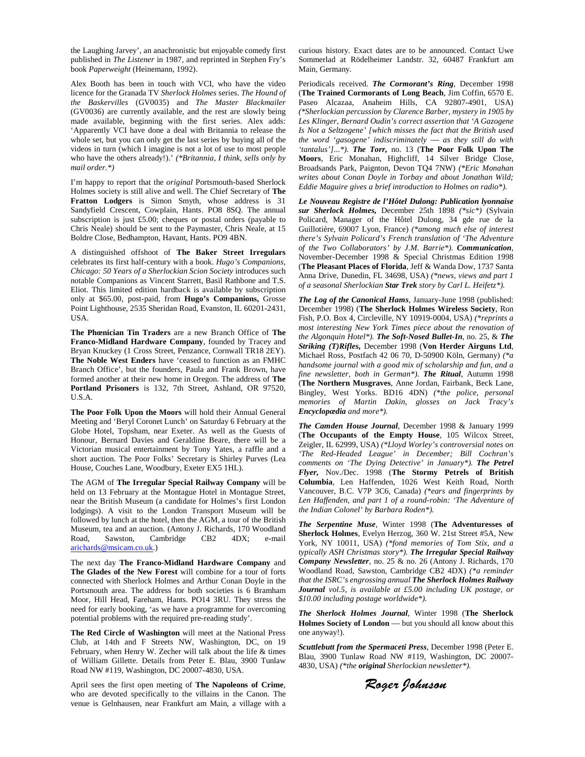the Laughing Jarvey', an anachronistic but enjoyable comedy first published in *The Listener* in 1987, and reprinted in Stephen Fry's book *Paperweight* (Heinemann, 1992).

Alex Booth has been in touch with VCI, who have the video licence for the Granada TV *Sherlock Holmes* series. *The Hound of the Baskervilles* (GV0035) and *The Master Blackmailer* (GV0036) are currently available, and the rest are slowly being made available, beginning with the first series. Alex adds: 'Apparently VCI have done a deal with Britannia to release the whole set, but you can only get the last series by buying all of the videos in turn (which I imagine is not a lot of use to most people who have the others already!).' *(\*Britannia, I think, sells only by mail order.\*)*

I'm happy to report that the *original* Portsmouth-based Sherlock Holmes society is still alive and well. The Chief Secretary of **The Fratton Lodgers** is Simon Smyth, whose address is 31 Sandyfield Crescent, Cowplain, Hants. PO8 8SQ. The annual subscription is just £5.00; cheques or postal orders (payable to Chris Neale) should be sent to the Paymaster, Chris Neale, at 15 Boldre Close, Bedhampton, Havant, Hants. PO9 4BN.

A distinguished offshoot of **The Baker Street Irregulars** celebrates its first half-century with a book. *Hugo's Companions, Chicago: 50 Years of a Sherlockian Scion Society* introduces such notable Companions as Vincent Starrett, Basil Rathbone and T.S. Eliot. This limited edition hardback is available by subscription only at $65.00, post-paid, from **Hugo's Companions,** Grosse Point Lighthouse, 2535 Sheridan Road, Evanston, IL 60201-2431, USA.

**The Phœnician Tin Traders** are a new Branch Office of **The Franco-Midland Hardware Company**, founded by Tracey and Bryan Knuckey (1 Cross Street, Penzance, Cornwall TR18 2EY). **The Noble West Enders** have 'ceased to function as an FMHC Branch Office', but the founders, Paula and Frank Brown, have formed another at their new home in Oregon. The address of **The Portland Prisoners** is 132, 7th Street, Ashland, OR 97520, U.S.A.

**The Poor Folk Upon the Moors** will hold their Annual General Meeting and 'Beryl Coronet Lunch' on Saturday 6 February at the Globe Hotel, Topsham, near Exeter. As well as the Guests of Honour, Bernard Davies and Geraldine Beare, there will be a Victorian musical entertainment by Tony Yates, a raffle and a short auction. The Poor Folks' Secretary is Shirley Purves (Lea House, Couches Lane, Woodbury, Exeter EX5 1HL).

The AGM of **The Irregular Special Railway Company** will be held on 13 February at the Montague Hotel in Montague Street, near the British Museum (a candidate for Holmes's first London lodgings). A visit to the London Transport Museum will be followed by lunch at the hotel, then the AGM, a tour of the British Museum, tea and an auction. (Antony J. Richards, 170 Woodland Road, Sawston, Cambridge CB2 4DX; e-mail arichards@msicam.co.uk.)

The next day **The Franco-Midland Hardware Company** and **The Glades of the New Forest** will combine for a tour of forts connected with Sherlock Holmes and Arthur Conan Doyle in the Portsmouth area. The address for both societies is 6 Bramham Moor, Hill Head, Fareham, Hants. PO14 3RU. They stress the need for early booking, 'as we have a programme for overcoming potential problems with the required pre-reading study'.

**The Red Circle of Washington** will meet at the National Press Club, at 14th and F Streets NW, Washington, DC, on 19 February, when Henry W. Zecher will talk about the life & times of William Gillette. Details from Peter E. Blau, 3900 Tunlaw Road NW #119, Washington, DC 20007-4830, USA.

April sees the first open meeting of **The Napoleons of Crime**, who are devoted specifically to the villains in the Canon. The venue is Gelnhausen, near Frankfurt am Main, a village with a curious history. Exact dates are to be announced. Contact Uwe Sommerlad at Rödelheimer Landstr. 32, 60487 Frankfurt am Main, Germany.

Periodicals received. ***The Cormorant's Ring***, December 1998 (**The Trained Cormorants of Long Beach**, Jim Coffin, 6570 E. Paseo Alcazaa, Anaheim Hills, CA 92807-4901, USA) *(\*Sherlockian percussion by Clarence Barber, mystery in 1905 by Les Klinger, Bernard Oudin's correct assertion that 'A Gazogene Is Not a Seltzogene' [which misses the fact that the British used the word 'gasogene' indiscriminately — as they still do with 'tantalus']...\*).* ***The Torr,*** no. 13 (**The Poor Folk Upon The Moors**, Eric Monahan, Highcliff, 14 Silver Bridge Close, Broadsands Park, Paignton, Devon TQ4 7NW) *(\*Eric Monahan writes about Conan Doyle in Torbay and about Jonathan Wild; Eddie Maguire gives a brief introduction to Holmes on radio\*).*

***Le Nouveau Registre de l'Hôtel Dulong: Publication lyonnaise sur Sherlock Holmes,*** December 25th 1898 *(\*sic\*)* (Sylvain Policard, Manager of the Hôtel Dulong, 34 gde rue de la Guillotière, 69007 Lyon, France) *(\*among much else of interest there's Sylvain Policard's French translation of 'The Adventure of the Two Collaborators' by J.M. Barrie\*).* ***Communication***, November-December 1998 & Special Christmas Edition 1998 (**The Pleasant Places of Florida**, Jeff & Wanda Dow, 1737 Santa Anna Drive, Dunedin, FL 34698, USA) *(\*news, views and part 1 of a seasonal Sherlockian **Star Trek** story by Carl L. Heifetz\*).*

***The Log of the Canonical Hams***, January-June 1998 (published: December 1998) (**The Sherlock Holmes Wireless Society**, Ron Fish, P.O. Box 4, Circleville, NY 10919-0004, USA) *(\*reprints a most interesting New York Times piece about the renovation of the Algonquin Hotel\*).* ***The Soft-Nosed Bullet-In***, no. 25, & ***The Striking (T)Rifles,*** December 1998 (**Von Herder Airguns Ltd**, Michael Ross, Postfach 42 06 70, D-50900 Köln, Germany) *(\*a handsome journal with a good mix of scholarship and fun, and a fine newsletter, both in German\*).* ***The Ritual***, Autumn 1998 (**The Northern Musgraves**, Anne Jordan, Fairbank, Beck Lane, Bingley, West Yorks. BD16 4DN) *(\*the police, personal memories of Martin Dakin, glosses on Jack Tracy's **Encyclopædia** and more\*).*

***The Camden House Journal***, December 1998 & January 1999 (**The Occupants of the Empty House**, 105 Wilcox Street, Zeigler, IL 62999, USA) *(\*Lloyd Worley's controversial notes on 'The Red-Headed League' in December; Bill Cochran's comments on 'The Dying Detective' in January\*).* ***The Petrel Flyer,*** Nov./Dec. 1998 (**The Stormy Petrels of British Columbia**, Len Haffenden, 1026 West Keith Road, North Vancouver, B.C. V7P 3C6, Canada) *(\*ears and fingerprints by Len Haffenden, and part 1 of a round-robin: 'The Adventure of the Indian Colonel' by Barbara Roden\*).*

***The Serpentine Muse***, Winter 1998 (**The Adventuresses of Sherlock Holmes**, Evelyn Herzog, 360 W. 21st Street #5A, New York, NY 10011, USA) *(\*fond memories of Tom Stix, and a typically ASH Christmas story\*).* ***The Irregular Special Railway Company Newsletter***, no. 25 & no. 26 (Antony J. Richards, 170 Woodland Road, Sawston, Cambridge CB2 4DX) *(\*a reminder that the ISRC's engrossing annual **The Sherlock Holmes Railway Journal** vol.5, is available at £5.00 including UK postage, or $10.00 including postage worldwide\*).*

***The Sherlock Holmes Journal***, Winter 1998 (**The Sherlock Holmes Society of London** — but you should all know about this one anyway!).

***Scuttlebutt from the Spermaceti Press***, December 1998 (Peter E. Blau, 3900 Tunlaw Road NW #119, Washington, DC 20007-4830, USA) *(\*the **original** Sherlockian newsletter\*).*

*Roger Johnson*